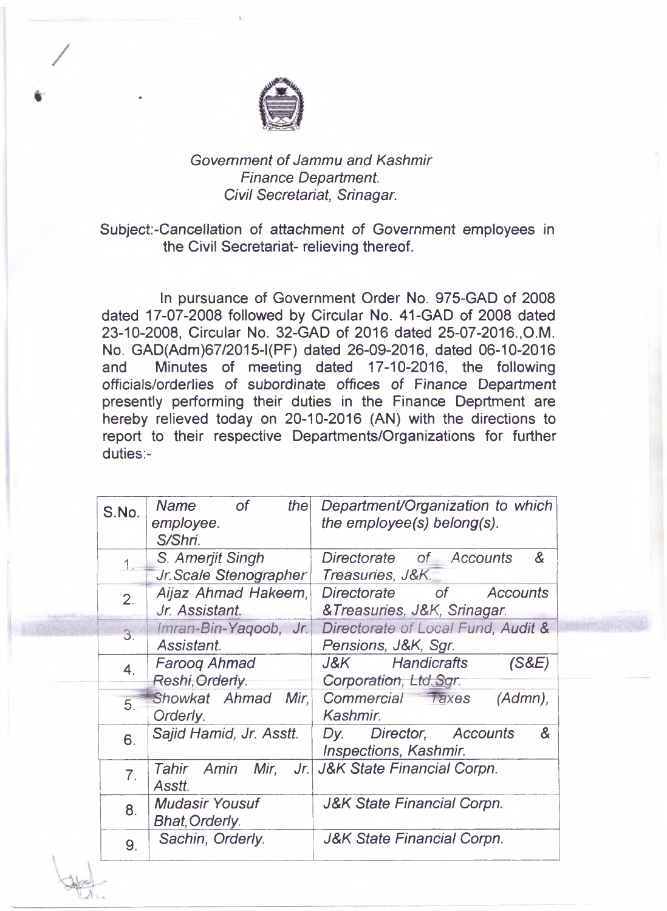*Government of Jammu and Kashmir*
*Finance Department.*
*Civil Secretariat, Srinagar.*

Subject:-Cancellation of attachment of Government employees in the Civil Secretariat- relieving thereof.

In pursuance of Government Order No. 975-GAD of 2008 dated 17-07-2008 followed by Circular No. 41-GAD of 2008 dated 23-10-2008, Circular No. 32-GAD of 2016 dated 25-07-2016.,O.M. No. GAD(Adm)67/2015-I(PF) dated 26-09-2016, dated 06-10-2016 and Minutes of meeting dated 17-10-2016, the following officials/orderlies of subordinate offices of Finance Department presently performing their duties in the Finance Deprtment are hereby relieved today on 20-10-2016 (AN) with the directions to report to their respective Departments/Organizations for further duties:-

| S.No. | *Name of the employee. S/Shri.* | *Department/Organization to which the employee(s) belong(s).* |
|---|---|---|
| 1. | *S. Amerjit Singh Jr.Scale Stenographer* | *Directorate of Accounts & Treasuries, J&K.* |
| 2. | *Aijaz Ahmad Hakeem, Jr. Assistant.* | *Directorate of Accounts &Treasuries, J&K, Srinagar.* |
| 3. | *Imran-Bin-Yaqoob, Jr. Assistant.* | *Directorate of Local Fund, Audit & Pensions, J&K, Sgr.* |
| 4. | *Farooq Ahmad Reshi,Orderly.* | *J&K Handicrafts (S&E) Corporation, Ltd.Sgr.* |
| 5. | *Showkat Ahmad Mir, Orderly.* | *Commercial Taxes (Admn), Kashmir.* |
| 6. | *Sajid Hamid, Jr. Asstt.* | *Dy. Director, Accounts & Inspections, Kashmir.* |
| 7. | *Tahir Amin Mir, Jr. Asstt.* | *J&K State Financial Corpn.* |
| 8. | *Mudasir Yousuf Bhat,Orderly.* | *J&K State Financial Corpn.* |
| 9. | *Sachin, Orderly.* | *J&K State Financial Corpn.* |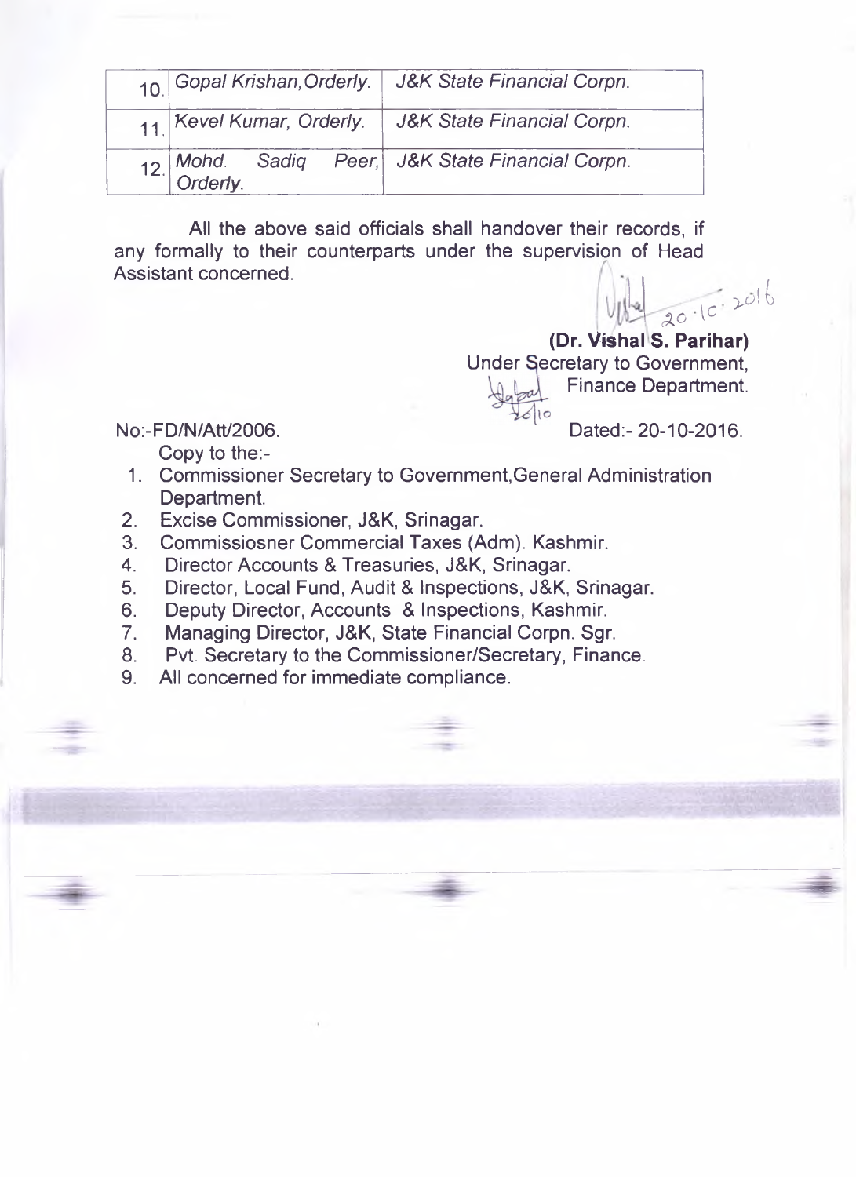| | | |
|---|---|---|
| 10. | *Gopal Krishan, Orderly.* | *J&K State Financial Corpn.* |
| 11. | *Kevel Kumar, Orderly.* | *J&K State Financial Corpn.* |
| 12. | *Mohd. Sadiq Peer, Orderly.* | *J&K State Financial Corpn.* |

All the above said officials shall handover their records, if any formally to their counterparts under the supervision of Head Assistant concerned.

20.10.2016

**(Dr. Vishal S. Parihar)**
Under Secretary to Government,
Finance Department.

No:-FD/N/Att/2006. Dated:- 20-10-2016.

Copy to the:-

1. Commissioner Secretary to Government,General Administration Department.
2. Excise Commissioner, J&K, Srinagar.
3. Commissiosner Commercial Taxes (Adm). Kashmir.
4. Director Accounts & Treasuries, J&K, Srinagar.
5. Director, Local Fund, Audit & Inspections, J&K, Srinagar.
6. Deputy Director, Accounts & Inspections, Kashmir.
7. Managing Director, J&K, State Financial Corpn. Sgr.
8. Pvt. Secretary to the Commissioner/Secretary, Finance.
9. All concerned for immediate compliance.